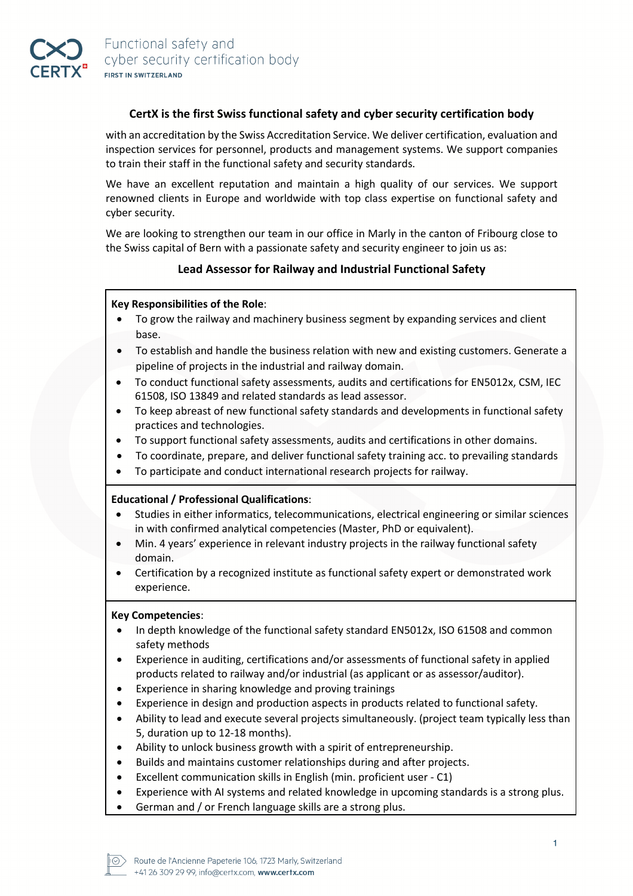Functional safety and cyber security certification body
FIRST IN SWITZERLAND

## CertX is the first Swiss functional safety and cyber security certification body

with an accreditation by the Swiss Accreditation Service. We deliver certification, evaluation and inspection services for personnel, products and management systems. We support companies to train their staff in the functional safety and security standards.

We have an excellent reputation and maintain a high quality of our services. We support renowned clients in Europe and worldwide with top class expertise on functional safety and cyber security.

We are looking to strengthen our team in our office in Marly in the canton of Fribourg close to the Swiss capital of Bern with a passionate safety and security engineer to join us as:

## Lead Assessor for Railway and Industrial Functional Safety

**Key Responsibilities of the Role**:

- To grow the railway and machinery business segment by expanding services and client base.
- To establish and handle the business relation with new and existing customers. Generate a pipeline of projects in the industrial and railway domain.
- To conduct functional safety assessments, audits and certifications for EN5012x, CSM, IEC 61508, ISO 13849 and related standards as lead assessor.
- To keep abreast of new functional safety standards and developments in functional safety practices and technologies.
- To support functional safety assessments, audits and certifications in other domains.
- To coordinate, prepare, and deliver functional safety training acc. to prevailing standards
- To participate and conduct international research projects for railway.

**Educational / Professional Qualifications**:

- Studies in either informatics, telecommunications, electrical engineering or similar sciences in with confirmed analytical competencies (Master, PhD or equivalent).
- Min. 4 years' experience in relevant industry projects in the railway functional safety domain.
- Certification by a recognized institute as functional safety expert or demonstrated work experience.

**Key Competencies**:

- In depth knowledge of the functional safety standard EN5012x, ISO 61508 and common safety methods
- Experience in auditing, certifications and/or assessments of functional safety in applied products related to railway and/or industrial (as applicant or as assessor/auditor).
- Experience in sharing knowledge and proving trainings
- Experience in design and production aspects in products related to functional safety.
- Ability to lead and execute several projects simultaneously. (project team typically less than 5, duration up to 12-18 months).
- Ability to unlock business growth with a spirit of entrepreneurship.
- Builds and maintains customer relationships during and after projects.
- Excellent communication skills in English (min. proficient user - C1)
- Experience with AI systems and related knowledge in upcoming standards is a strong plus.
- German and / or French language skills are a strong plus.

Route de l'Ancienne Papeterie 106, 1723 Marly, Switzerland
+41 26 309 29 99, info@certx.com, **www.certx.com**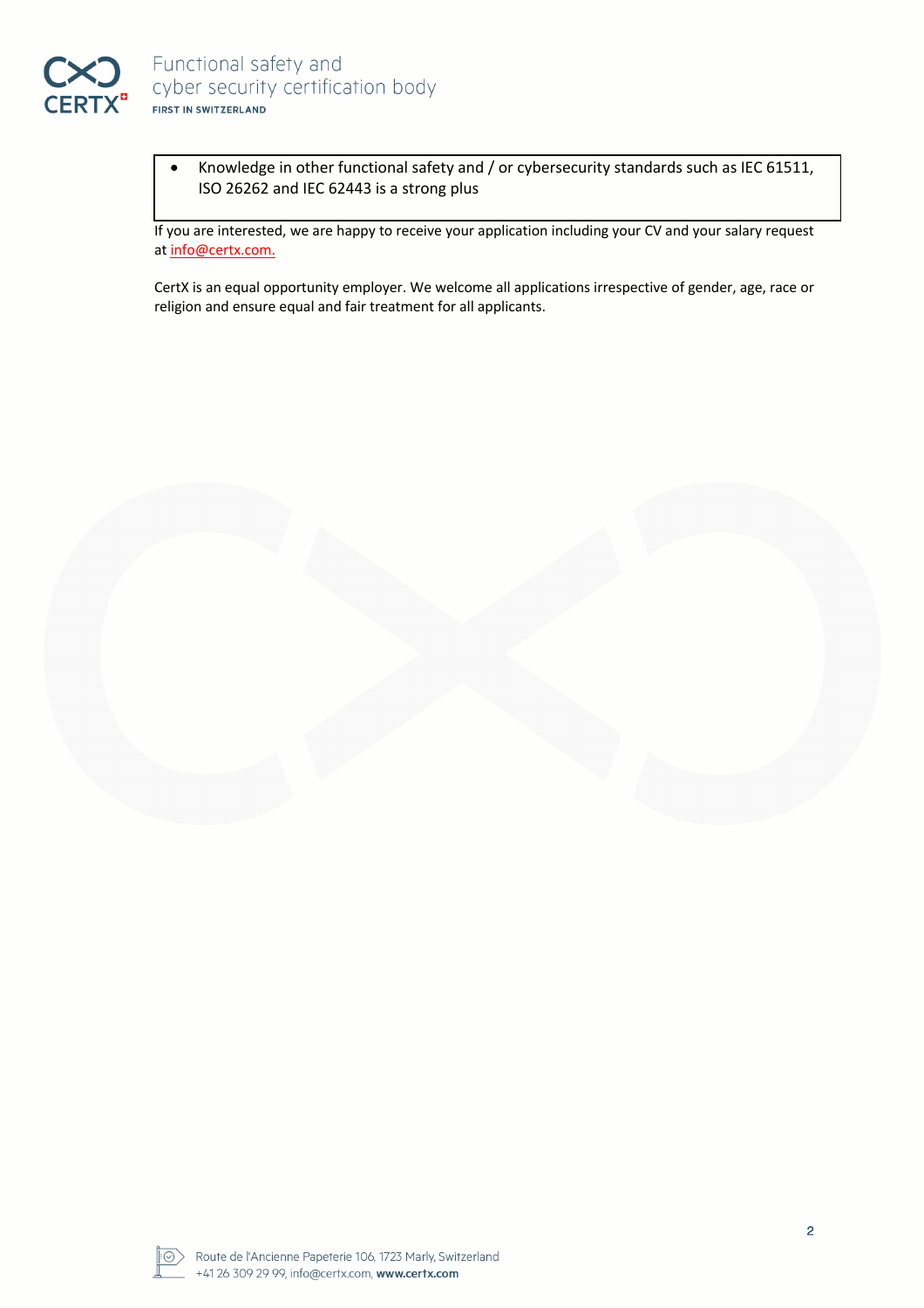- Knowledge in other functional safety and / or cybersecurity standards such as IEC 61511, ISO 26262 and IEC 62443 is a strong plus

If you are interested, we are happy to receive your application including your CV and your salary request at info@certx.com.

CertX is an equal opportunity employer. We welcome all applications irrespective of gender, age, race or religion and ensure equal and fair treatment for all applicants.